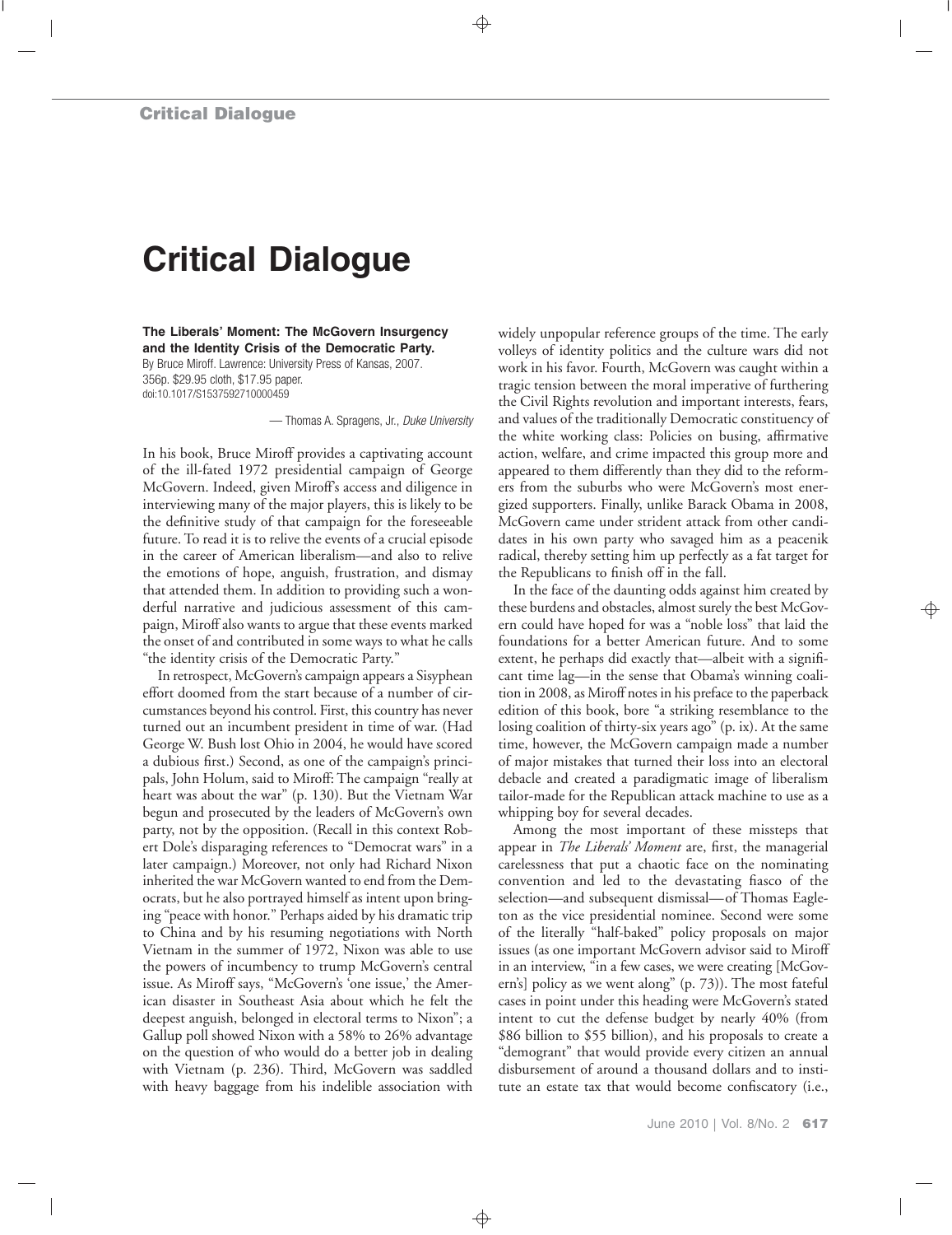# Critical Dialogue

**The Liberals' Moment: The McGovern Insurgency and the Identity Crisis of the Democratic Party.**
By Bruce Miroff. Lawrence: University Press of Kansas, 2007. 356p. $29.95 cloth, $17.95 paper.
doi:10.1017/S1537592710000459

— Thomas A. Spragens, Jr., *Duke University*

In his book, Bruce Miroff provides a captivating account of the ill-fated 1972 presidential campaign of George McGovern. Indeed, given Miroff's access and diligence in interviewing many of the major players, this is likely to be the definitive study of that campaign for the foreseeable future. To read it is to relive the events of a crucial episode in the career of American liberalism—and also to relive the emotions of hope, anguish, frustration, and dismay that attended them. In addition to providing such a wonderful narrative and judicious assessment of this campaign, Miroff also wants to argue that these events marked the onset of and contributed in some ways to what he calls "the identity crisis of the Democratic Party."

In retrospect, McGovern's campaign appears a Sisyphean effort doomed from the start because of a number of circumstances beyond his control. First, this country has never turned out an incumbent president in time of war. (Had George W. Bush lost Ohio in 2004, he would have scored a dubious first.) Second, as one of the campaign's principals, John Holum, said to Miroff: The campaign "really at heart was about the war" (p. 130). But the Vietnam War begun and prosecuted by the leaders of McGovern's own party, not by the opposition. (Recall in this context Robert Dole's disparaging references to "Democrat wars" in a later campaign.) Moreover, not only had Richard Nixon inherited the war McGovern wanted to end from the Democrats, but he also portrayed himself as intent upon bringing "peace with honor." Perhaps aided by his dramatic trip to China and by his resuming negotiations with North Vietnam in the summer of 1972, Nixon was able to use the powers of incumbency to trump McGovern's central issue. As Miroff says, "McGovern's 'one issue,' the American disaster in Southeast Asia about which he felt the deepest anguish, belonged in electoral terms to Nixon"; a Gallup poll showed Nixon with a 58% to 26% advantage on the question of who would do a better job in dealing with Vietnam (p. 236). Third, McGovern was saddled with heavy baggage from his indelible association with widely unpopular reference groups of the time. The early volleys of identity politics and the culture wars did not work in his favor. Fourth, McGovern was caught within a tragic tension between the moral imperative of furthering the Civil Rights revolution and important interests, fears, and values of the traditionally Democratic constituency of the white working class: Policies on busing, affirmative action, welfare, and crime impacted this group more and appeared to them differently than they did to the reformers from the suburbs who were McGovern's most energized supporters. Finally, unlike Barack Obama in 2008, McGovern came under strident attack from other candidates in his own party who savaged him as a peacenik radical, thereby setting him up perfectly as a fat target for the Republicans to finish off in the fall.

In the face of the daunting odds against him created by these burdens and obstacles, almost surely the best McGovern could have hoped for was a "noble loss" that laid the foundations for a better American future. And to some extent, he perhaps did exactly that—albeit with a significant time lag—in the sense that Obama's winning coalition in 2008, as Miroff notes in his preface to the paperback edition of this book, bore "a striking resemblance to the losing coalition of thirty-six years ago" (p. ix). At the same time, however, the McGovern campaign made a number of major mistakes that turned their loss into an electoral debacle and created a paradigmatic image of liberalism tailor-made for the Republican attack machine to use as a whipping boy for several decades.

Among the most important of these missteps that appear in *The Liberals' Moment* are, first, the managerial carelessness that put a chaotic face on the nominating convention and led to the devastating fiasco of the selection—and subsequent dismissal—of Thomas Eagleton as the vice presidential nominee. Second were some of the literally "half-baked" policy proposals on major issues (as one important McGovern advisor said to Miroff in an interview, "in a few cases, we were creating [McGovern's] policy as we went along" (p. 73)). The most fateful cases in point under this heading were McGovern's stated intent to cut the defense budget by nearly 40% (from $86 billion to $55 billion), and his proposals to create a "demogrant" that would provide every citizen an annual disbursement of around a thousand dollars and to institute an estate tax that would become confiscatory (i.e.,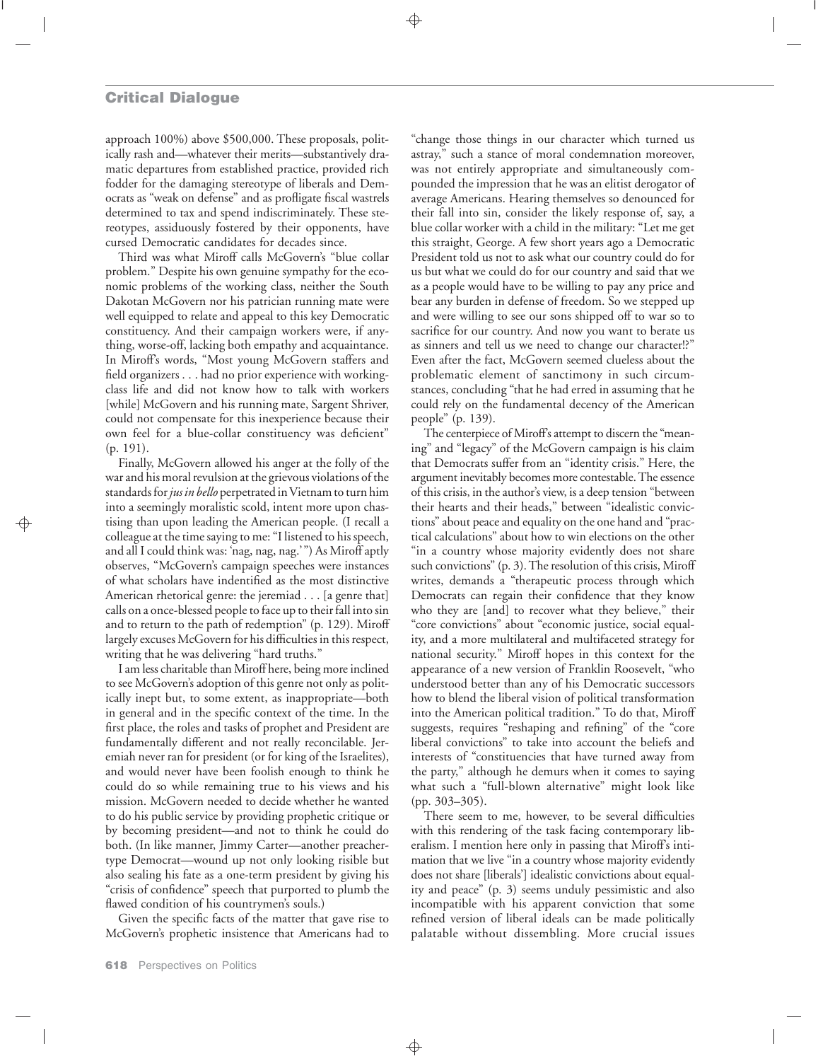approach 100%) above $500,000. These proposals, politically rash and—whatever their merits—substantively dramatic departures from established practice, provided rich fodder for the damaging stereotype of liberals and Democrats as "weak on defense" and as profligate fiscal wastrels determined to tax and spend indiscriminately. These stereotypes, assiduously fostered by their opponents, have cursed Democratic candidates for decades since.

Third was what Miroff calls McGovern's "blue collar problem." Despite his own genuine sympathy for the economic problems of the working class, neither the South Dakotan McGovern nor his patrician running mate were well equipped to relate and appeal to this key Democratic constituency. And their campaign workers were, if anything, worse-off, lacking both empathy and acquaintance. In Miroff's words, "Most young McGovern staffers and field organizers . . . had no prior experience with working-class life and did not know how to talk with workers [while] McGovern and his running mate, Sargent Shriver, could not compensate for this inexperience because their own feel for a blue-collar constituency was deficient" (p. 191).

Finally, McGovern allowed his anger at the folly of the war and his moral revulsion at the grievous violations of the standards for *jus in bello* perpetrated in Vietnam to turn him into a seemingly moralistic scold, intent more upon chastising than upon leading the American people. (I recall a colleague at the time saying to me: "I listened to his speech, and all I could think was: 'nag, nag, nag.'") As Miroff aptly observes, "McGovern's campaign speeches were instances of what scholars have indentified as the most distinctive American rhetorical genre: the jeremiad . . . [a genre that] calls on a once-blessed people to face up to their fall into sin and to return to the path of redemption" (p. 129). Miroff largely excuses McGovern for his difficulties in this respect, writing that he was delivering "hard truths."

I am less charitable than Miroff here, being more inclined to see McGovern's adoption of this genre not only as politically inept but, to some extent, as inappropriate—both in general and in the specific context of the time. In the first place, the roles and tasks of prophet and President are fundamentally different and not really reconcilable. Jeremiah never ran for president (or for king of the Israelites), and would never have been foolish enough to think he could do so while remaining true to his views and his mission. McGovern needed to decide whether he wanted to do his public service by providing prophetic critique or by becoming president—and not to think he could do both. (In like manner, Jimmy Carter—another preacher-type Democrat—wound up not only looking risible but also sealing his fate as a one-term president by giving his "crisis of confidence" speech that purported to plumb the flawed condition of his countrymen's souls.)

Given the specific facts of the matter that gave rise to McGovern's prophetic insistence that Americans had to "change those things in our character which turned us astray," such a stance of moral condemnation moreover, was not entirely appropriate and simultaneously compounded the impression that he was an elitist derogator of average Americans. Hearing themselves so denounced for their fall into sin, consider the likely response of, say, a blue collar worker with a child in the military: "Let me get this straight, George. A few short years ago a Democratic President told us not to ask what our country could do for us but what we could do for our country and said that we as a people would have to be willing to pay any price and bear any burden in defense of freedom. So we stepped up and were willing to see our sons shipped off to war so to sacrifice for our country. And now you want to berate us as sinners and tell us we need to change our character!?" Even after the fact, McGovern seemed clueless about the problematic element of sanctimony in such circumstances, concluding "that he had erred in assuming that he could rely on the fundamental decency of the American people" (p. 139).

The centerpiece of Miroff's attempt to discern the "meaning" and "legacy" of the McGovern campaign is his claim that Democrats suffer from an "identity crisis." Here, the argument inevitably becomes more contestable. The essence of this crisis, in the author's view, is a deep tension "between their hearts and their heads," between "idealistic convictions" about peace and equality on the one hand and "practical calculations" about how to win elections on the other "in a country whose majority evidently does not share such convictions" (p. 3). The resolution of this crisis, Miroff writes, demands a "therapeutic process through which Democrats can regain their confidence that they know who they are [and] to recover what they believe," their "core convictions" about "economic justice, social equality, and a more multilateral and multifaceted strategy for national security." Miroff hopes in this context for the appearance of a new version of Franklin Roosevelt, "who understood better than any of his Democratic successors how to blend the liberal vision of political transformation into the American political tradition." To do that, Miroff suggests, requires "reshaping and refining" of the "core liberal convictions" to take into account the beliefs and interests of "constituencies that have turned away from the party," although he demurs when it comes to saying what such a "full-blown alternative" might look like (pp. 303–305).

There seem to me, however, to be several difficulties with this rendering of the task facing contemporary liberalism. I mention here only in passing that Miroff's intimation that we live "in a country whose majority evidently does not share [liberals'] idealistic convictions about equality and peace" (p. 3) seems unduly pessimistic and also incompatible with his apparent conviction that some refined version of liberal ideals can be made politically palatable without dissembling. More crucial issues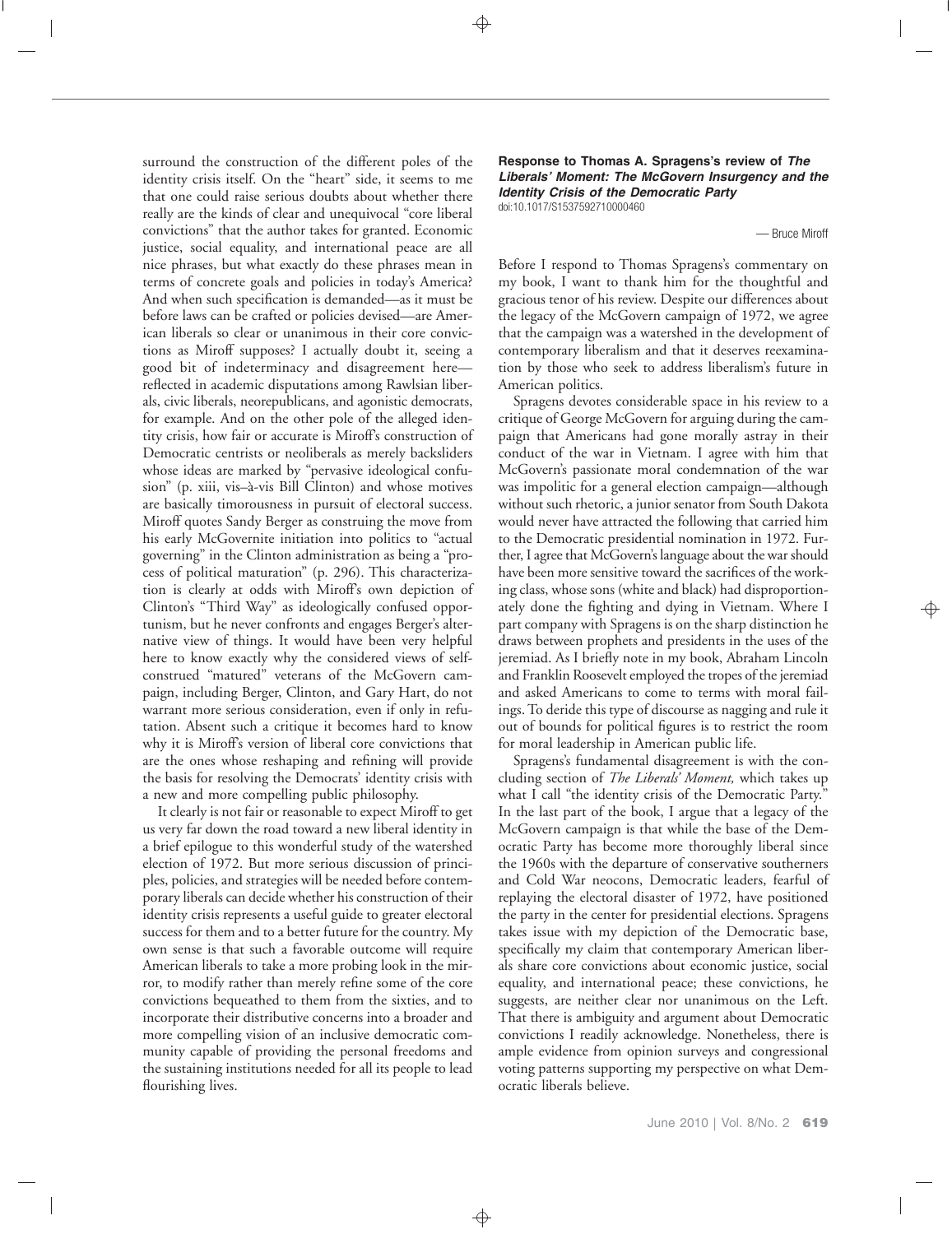surround the construction of the different poles of the identity crisis itself. On the "heart" side, it seems to me that one could raise serious doubts about whether there really are the kinds of clear and unequivocal "core liberal convictions" that the author takes for granted. Economic justice, social equality, and international peace are all nice phrases, but what exactly do these phrases mean in terms of concrete goals and policies in today's America? And when such specification is demanded—as it must be before laws can be crafted or policies devised—are American liberals so clear or unanimous in their core convictions as Miroff supposes? I actually doubt it, seeing a good bit of indeterminacy and disagreement here—reflected in academic disputations among Rawlsian liberals, civic liberals, neorepublicans, and agonistic democrats, for example. And on the other pole of the alleged identity crisis, how fair or accurate is Miroff's construction of Democratic centrists or neoliberals as merely backsliders whose ideas are marked by "pervasive ideological confusion" (p. xiii, vis–à-vis Bill Clinton) and whose motives are basically timorousness in pursuit of electoral success. Miroff quotes Sandy Berger as construing the move from his early McGovernite initiation into politics to "actual governing" in the Clinton administration as being a "process of political maturation" (p. 296). This characterization is clearly at odds with Miroff's own depiction of Clinton's "Third Way" as ideologically confused opportunism, but he never confronts and engages Berger's alternative view of things. It would have been very helpful here to know exactly why the considered views of self-construed "matured" veterans of the McGovern campaign, including Berger, Clinton, and Gary Hart, do not warrant more serious consideration, even if only in refutation. Absent such a critique it becomes hard to know why it is Miroff's version of liberal core convictions that are the ones whose reshaping and refining will provide the basis for resolving the Democrats' identity crisis with a new and more compelling public philosophy.

It clearly is not fair or reasonable to expect Miroff to get us very far down the road toward a new liberal identity in a brief epilogue to this wonderful study of the watershed election of 1972. But more serious discussion of principles, policies, and strategies will be needed before contemporary liberals can decide whether his construction of their identity crisis represents a useful guide to greater electoral success for them and to a better future for the country. My own sense is that such a favorable outcome will require American liberals to take a more probing look in the mirror, to modify rather than merely refine some of the core convictions bequeathed to them from the sixties, and to incorporate their distributive concerns into a broader and more compelling vision of an inclusive democratic community capable of providing the personal freedoms and the sustaining institutions needed for all its people to lead flourishing lives.

**Response to Thomas A. Spragens's review of *The Liberals' Moment: The McGovern Insurgency and the Identity Crisis of the Democratic Party***
doi:10.1017/S1537592710000460

— Bruce Miroff

Before I respond to Thomas Spragens's commentary on my book, I want to thank him for the thoughtful and gracious tenor of his review. Despite our differences about the legacy of the McGovern campaign of 1972, we agree that the campaign was a watershed in the development of contemporary liberalism and that it deserves reexamination by those who seek to address liberalism's future in American politics.

Spragens devotes considerable space in his review to a critique of George McGovern for arguing during the campaign that Americans had gone morally astray in their conduct of the war in Vietnam. I agree with him that McGovern's passionate moral condemnation of the war was impolitic for a general election campaign—although without such rhetoric, a junior senator from South Dakota would never have attracted the following that carried him to the Democratic presidential nomination in 1972. Further, I agree that McGovern's language about the war should have been more sensitive toward the sacrifices of the working class, whose sons (white and black) had disproportionately done the fighting and dying in Vietnam. Where I part company with Spragens is on the sharp distinction he draws between prophets and presidents in the uses of the jeremiad. As I briefly note in my book, Abraham Lincoln and Franklin Roosevelt employed the tropes of the jeremiad and asked Americans to come to terms with moral failings. To deride this type of discourse as nagging and rule it out of bounds for political figures is to restrict the room for moral leadership in American public life.

Spragens's fundamental disagreement is with the concluding section of *The Liberals' Moment,* which takes up what I call "the identity crisis of the Democratic Party." In the last part of the book, I argue that a legacy of the McGovern campaign is that while the base of the Democratic Party has become more thoroughly liberal since the 1960s with the departure of conservative southerners and Cold War neocons, Democratic leaders, fearful of replaying the electoral disaster of 1972, have positioned the party in the center for presidential elections. Spragens takes issue with my depiction of the Democratic base, specifically my claim that contemporary American liberals share core convictions about economic justice, social equality, and international peace; these convictions, he suggests, are neither clear nor unanimous on the Left. That there is ambiguity and argument about Democratic convictions I readily acknowledge. Nonetheless, there is ample evidence from opinion surveys and congressional voting patterns supporting my perspective on what Democratic liberals believe.